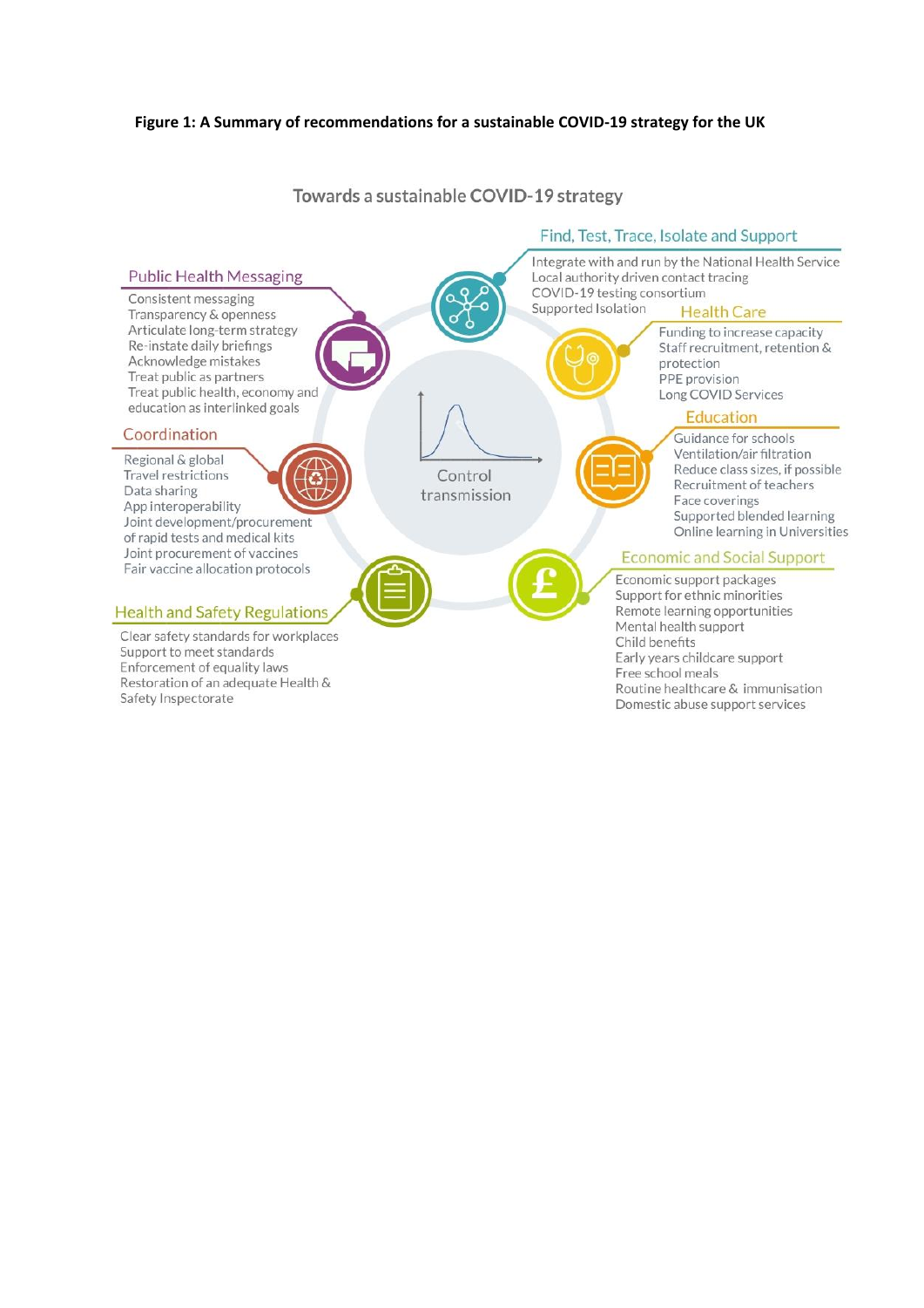**Figure 1: A Summary of recommendations for a sustainable COVID-19 strategy for the UK**

## Towards a sustainable COVID-19 strategy

Control transmission

### Public Health Messaging

- Consistent messaging
- Transparency & openness
- Articulate long-term strategy
- Re-instate daily briefings
- Acknowledge mistakes
- Treat public as partners
- Treat public health, economy and education as interlinked goals

### Coordination

- Regional & global
- Travel restrictions
- Data sharing
- App interoperability
- Joint development/procurement of rapid tests and medical kits
- Joint procurement of vaccines
- Fair vaccine allocation protocols

### Health and Safety Regulations

- Clear safety standards for workplaces
- Support to meet standards
- Enforcement of equality laws
- Restoration of an adequate Health & Safety Inspectorate

### Find, Test, Trace, Isolate and Support

- Integrate with and run by the National Health Service
- Local authority driven contact tracing
- COVID-19 testing consortium
- Supported Isolation

### Health Care

- Funding to increase capacity
- Staff recruitment, retention & protection
- PPE provision
- Long COVID Services

### Education

- Guidance for schools
- Ventilation/air filtration
- Reduce class sizes, if possible
- Recruitment of teachers
- Face coverings
- Supported blended learning
- Online learning in Universities

### Economic and Social Support

- Economic support packages
- Support for ethnic minorities
- Remote learning opportunities
- Mental health support
- Child benefits
- Early years childcare support
- Free school meals
- Routine healthcare & immunisation
- Domestic abuse support services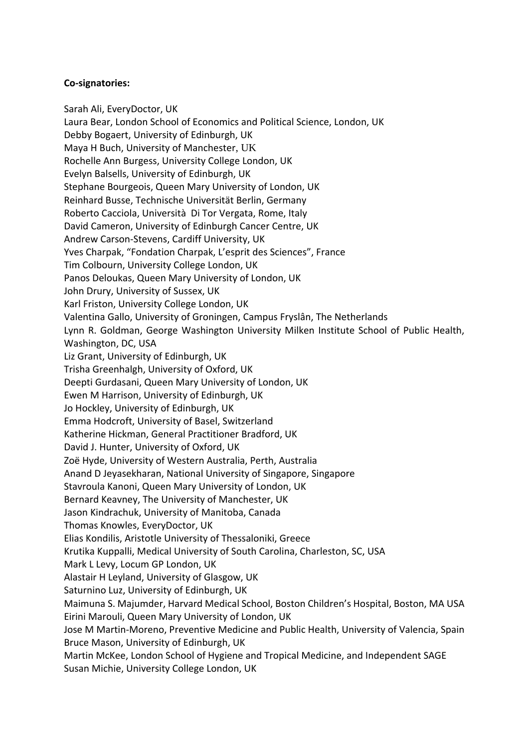**Co-signatories:**

Sarah Ali, EveryDoctor, UK
Laura Bear, London School of Economics and Political Science, London, UK
Debby Bogaert, University of Edinburgh, UK
Maya H Buch, University of Manchester, UK
Rochelle Ann Burgess, University College London, UK
Evelyn Balsells, University of Edinburgh, UK
Stephane Bourgeois, Queen Mary University of London, UK
Reinhard Busse, Technische Universität Berlin, Germany
Roberto Cacciola, Università Di Tor Vergata, Rome, Italy
David Cameron, University of Edinburgh Cancer Centre, UK
Andrew Carson-Stevens, Cardiff University, UK
Yves Charpak, "Fondation Charpak, L'esprit des Sciences", France
Tim Colbourn, University College London, UK
Panos Deloukas, Queen Mary University of London, UK
John Drury, University of Sussex, UK
Karl Friston, University College London, UK
Valentina Gallo, University of Groningen, Campus Fryslân, The Netherlands
Lynn R. Goldman, George Washington University Milken Institute School of Public Health, Washington, DC, USA
Liz Grant, University of Edinburgh, UK
Trisha Greenhalgh, University of Oxford, UK
Deepti Gurdasani, Queen Mary University of London, UK
Ewen M Harrison, University of Edinburgh, UK
Jo Hockley, University of Edinburgh, UK
Emma Hodcroft, University of Basel, Switzerland
Katherine Hickman, General Practitioner Bradford, UK
David J. Hunter, University of Oxford, UK
Zoë Hyde, University of Western Australia, Perth, Australia
Anand D Jeyasekharan, National University of Singapore, Singapore
Stavroula Kanoni, Queen Mary University of London, UK
Bernard Keavney, The University of Manchester, UK
Jason Kindrachuk, University of Manitoba, Canada
Thomas Knowles, EveryDoctor, UK
Elias Kondilis, Aristotle University of Thessaloniki, Greece
Krutika Kuppalli, Medical University of South Carolina, Charleston, SC, USA
Mark L Levy, Locum GP London, UK
Alastair H Leyland, University of Glasgow, UK
Saturnino Luz, University of Edinburgh, UK
Maimuna S. Majumder, Harvard Medical School, Boston Children's Hospital, Boston, MA USA
Eirini Marouli, Queen Mary University of London, UK
Jose M Martin-Moreno, Preventive Medicine and Public Health, University of Valencia, Spain
Bruce Mason, University of Edinburgh, UK
Martin McKee, London School of Hygiene and Tropical Medicine, and Independent SAGE
Susan Michie, University College London, UK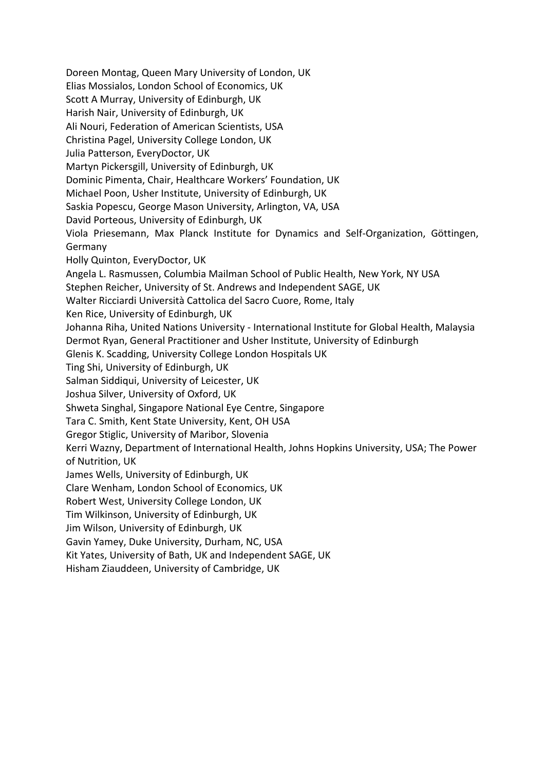Doreen Montag, Queen Mary University of London, UK
Elias Mossialos, London School of Economics, UK
Scott A Murray, University of Edinburgh, UK
Harish Nair, University of Edinburgh, UK
Ali Nouri, Federation of American Scientists, USA
Christina Pagel, University College London, UK
Julia Patterson, EveryDoctor, UK
Martyn Pickersgill, University of Edinburgh, UK
Dominic Pimenta, Chair, Healthcare Workers' Foundation, UK
Michael Poon, Usher Institute, University of Edinburgh, UK
Saskia Popescu, George Mason University, Arlington, VA, USA
David Porteous, University of Edinburgh, UK
Viola Priesemann, Max Planck Institute for Dynamics and Self-Organization, Göttingen, Germany
Holly Quinton, EveryDoctor, UK
Angela L. Rasmussen, Columbia Mailman School of Public Health, New York, NY USA
Stephen Reicher, University of St. Andrews and Independent SAGE, UK
Walter Ricciardi Università Cattolica del Sacro Cuore, Rome, Italy
Ken Rice, University of Edinburgh, UK
Johanna Riha, United Nations University - International Institute for Global Health, Malaysia
Dermot Ryan, General Practitioner and Usher Institute, University of Edinburgh
Glenis K. Scadding, University College London Hospitals UK
Ting Shi, University of Edinburgh, UK
Salman Siddiqui, University of Leicester, UK
Joshua Silver, University of Oxford, UK
Shweta Singhal, Singapore National Eye Centre, Singapore
Tara C. Smith, Kent State University, Kent, OH USA
Gregor Stiglic, University of Maribor, Slovenia
Kerri Wazny, Department of International Health, Johns Hopkins University, USA; The Power of Nutrition, UK
James Wells, University of Edinburgh, UK
Clare Wenham, London School of Economics, UK
Robert West, University College London, UK
Tim Wilkinson, University of Edinburgh, UK
Jim Wilson, University of Edinburgh, UK
Gavin Yamey, Duke University, Durham, NC, USA
Kit Yates, University of Bath, UK and Independent SAGE, UK
Hisham Ziauddeen, University of Cambridge, UK